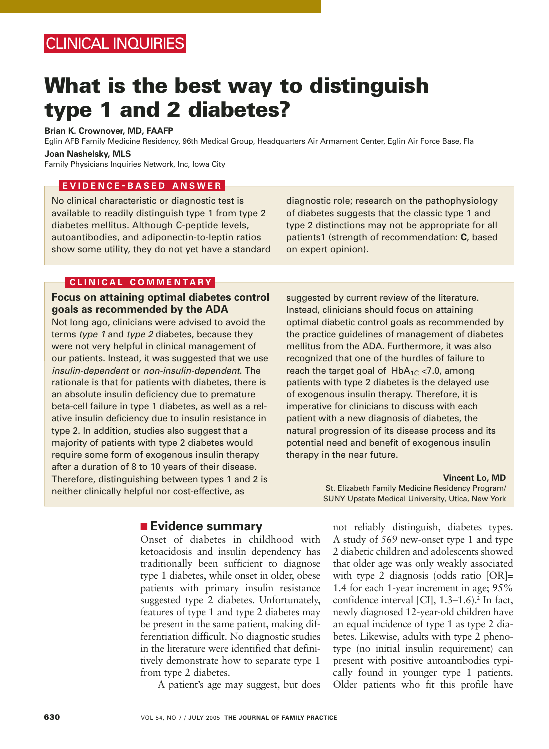CLINICAL INQUIRIES

# What is the best way to distinguish type 1 and 2 diabetes?

**Brian K. Crownover, MD, FAAFP**
Eglin AFB Family Medicine Residency, 96th Medical Group, Headquarters Air Armament Center, Eglin Air Force Base, Fla

**Joan Nashelsky, MLS**
Family Physicians Inquiries Network, Inc, Iowa City

## EVIDENCE-BASED ANSWER

No clinical characteristic or diagnostic test is available to readily distinguish type 1 from type 2 diabetes mellitus. Although C-peptide levels, autoantibodies, and adiponectin-to-leptin ratios show some utility, they do not yet have a standard diagnostic role; research on the pathophysiology of diabetes suggests that the classic type 1 and type 2 distinctions may not be appropriate for all patients1 (strength of recommendation: **C**, based on expert opinion).

## CLINICAL COMMENTARY

### Focus on attaining optimal diabetes control goals as recommended by the ADA

Not long ago, clinicians were advised to avoid the terms *type 1* and *type 2* diabetes, because they were not very helpful in clinical management of our patients. Instead, it was suggested that we use *insulin-dependent* or *non-insulin-dependent*. The rationale is that for patients with diabetes, there is an absolute insulin deficiency due to premature beta-cell failure in type 1 diabetes, as well as a relative insulin deficiency due to insulin resistance in type 2. In addition, studies also suggest that a majority of patients with type 2 diabetes would require some form of exogenous insulin therapy after a duration of 8 to 10 years of their disease. Therefore, distinguishing between types 1 and 2 is neither clinically helpful nor cost-effective, as suggested by current review of the literature. Instead, clinicians should focus on attaining optimal diabetic control goals as recommended by the practice guidelines of management of diabetes mellitus from the ADA. Furthermore, it was also recognized that one of the hurdles of failure to reach the target goal of $HbA_{1C}$ <7.0, among patients with type 2 diabetes is the delayed use of exogenous insulin therapy. Therefore, it is imperative for clinicians to discuss with each patient with a new diagnosis of diabetes, the natural progression of its disease process and its potential need and benefit of exogenous insulin therapy in the near future.

**Vincent Lo, MD**
St. Elizabeth Family Medicine Residency Program/
SUNY Upstate Medical University, Utica, New York

## Evidence summary

Onset of diabetes in childhood with ketoacidosis and insulin dependency has traditionally been sufficient to diagnose type 1 diabetes, while onset in older, obese patients with primary insulin resistance suggested type 2 diabetes. Unfortunately, features of type 1 and type 2 diabetes may be present in the same patient, making differentiation difficult. No diagnostic studies in the literature were identified that definitively demonstrate how to separate type 1 from type 2 diabetes.

A patient's age may suggest, but does not reliably distinguish, diabetes types. A study of 569 new-onset type 1 and type 2 diabetic children and adolescents showed that older age was only weakly associated with type 2 diagnosis (odds ratio [OR]= 1.4 for each 1-year increment in age; 95% confidence interval [CI], 1.3–1.6).[2] In fact, newly diagnosed 12-year-old children have an equal incidence of type 1 as type 2 diabetes. Likewise, adults with type 2 phenotype (no initial insulin requirement) can present with positive autoantibodies typically found in younger type 1 patients. Older patients who fit this profile have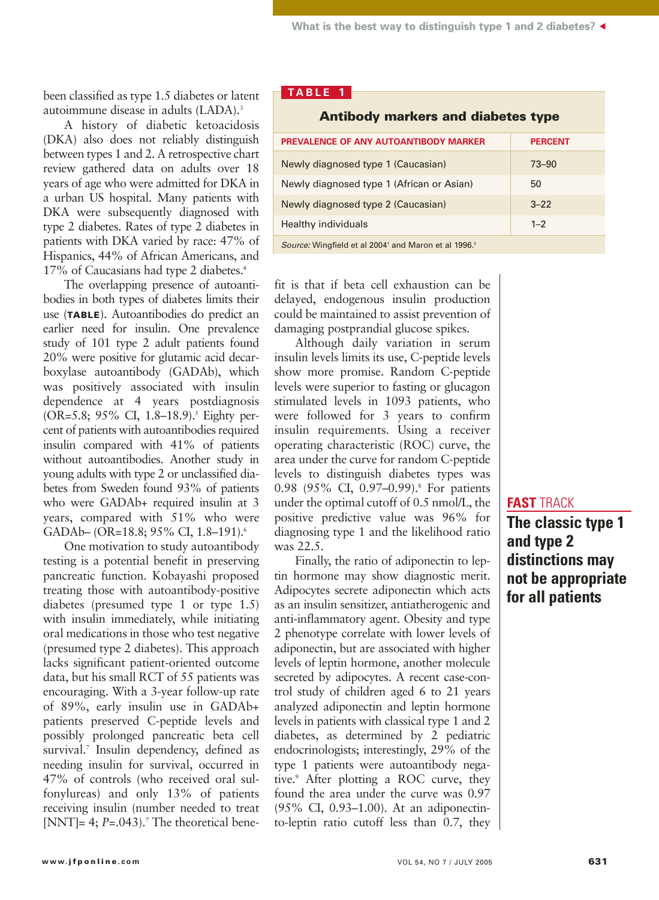been classified as type 1.5 diabetes or latent autoimmune disease in adults (LADA).[3]

A history of diabetic ketoacidosis (DKA) also does not reliably distinguish between types 1 and 2. A retrospective chart review gathered data on adults over 18 years of age who were admitted for DKA in a urban US hospital. Many patients with DKA were subsequently diagnosed with type 2 diabetes. Rates of type 2 diabetes in patients with DKA varied by race: 47% of Hispanics, 44% of African Americans, and 17% of Caucasians had type 2 diabetes.[4]

The overlapping presence of autoantibodies in both types of diabetes limits their use (**TABLE**). Autoantibodies do predict an earlier need for insulin. One prevalence study of 101 type 2 adult patients found 20% were positive for glutamic acid decarboxylase autoantibody (GADAb), which was positively associated with insulin dependence at 4 years postdiagnosis (OR=5.8; 95% CI, 1.8–18.9).[5] Eighty percent of patients with autoantibodies required insulin compared with 41% of patients without autoantibodies. Another study in young adults with type 2 or unclassified diabetes from Sweden found 93% of patients who were GADAb+ required insulin at 3 years, compared with 51% who were GADAb– (OR=18.8; 95% CI, 1.8–191).[6]

One motivation to study autoantibody testing is a potential benefit in preserving pancreatic function. Kobayashi proposed treating those with autoantibody-positive diabetes (presumed type 1 or type 1.5) with insulin immediately, while initiating oral medications in those who test negative (presumed type 2 diabetes). This approach lacks significant patient-oriented outcome data, but his small RCT of 55 patients was encouraging. With a 3-year follow-up rate of 89%, early insulin use in GADAb+ patients preserved C-peptide levels and possibly prolonged pancreatic beta cell survival.[7] Insulin dependency, defined as needing insulin for survival, occurred in 47% of controls (who received oral sulfonylureas) and only 13% of patients receiving insulin (number needed to treat [NNT]= 4; *P*=.043).[7] The theoretical benefit is that if beta cell exhaustion can be delayed, endogenous insulin production could be maintained to assist prevention of damaging postprandial glucose spikes.

**TABLE 1**

**Antibody markers and diabetes type**

| PREVALENCE OF ANY AUTOANTIBODY MARKER | PERCENT |
|---|---|
| Newly diagnosed type 1 (Caucasian) | 73–90 |
| Newly diagnosed type 1 (African or Asian) | 50 |
| Newly diagnosed type 2 (Caucasian) | 3–22 |
| Healthy individuals | 1–2 |

*Source:* Wingfield et al 2004[1] and Maron et al 1996.[3]

Although daily variation in serum insulin levels limits its use, C-peptide levels show more promise. Random C-peptide levels were superior to fasting or glucagon stimulated levels in 1093 patients, who were followed for 3 years to confirm insulin requirements. Using a receiver operating characteristic (ROC) curve, the area under the curve for random C-peptide levels to distinguish diabetes types was 0.98 (95% CI, 0.97–0.99).[8] For patients under the optimal cutoff of 0.5 nmol/L, the positive predictive value was 96% for diagnosing type 1 and the likelihood ratio was 22.5.

Finally, the ratio of adiponectin to leptin hormone may show diagnostic merit. Adipocytes secrete adiponectin which acts as an insulin sensitizer, antiatherogenic and anti-inflammatory agent. Obesity and type 2 phenotype correlate with lower levels of adiponectin, but are associated with higher levels of leptin hormone, another molecule secreted by adipocytes. A recent case-control study of children aged 6 to 21 years analyzed adiponectin and leptin hormone levels in patients with classical type 1 and 2 diabetes, as determined by 2 pediatric endocrinologists; interestingly, 29% of the type 1 patients were autoantibody negative.[9] After plotting a ROC curve, they found the area under the curve was 0.97 (95% CI, 0.93–1.00). At an adiponectin-to-leptin ratio cutoff less than 0.7, they

**FAST TRACK**

**The classic type 1 and type 2 distinctions may not be appropriate for all patients**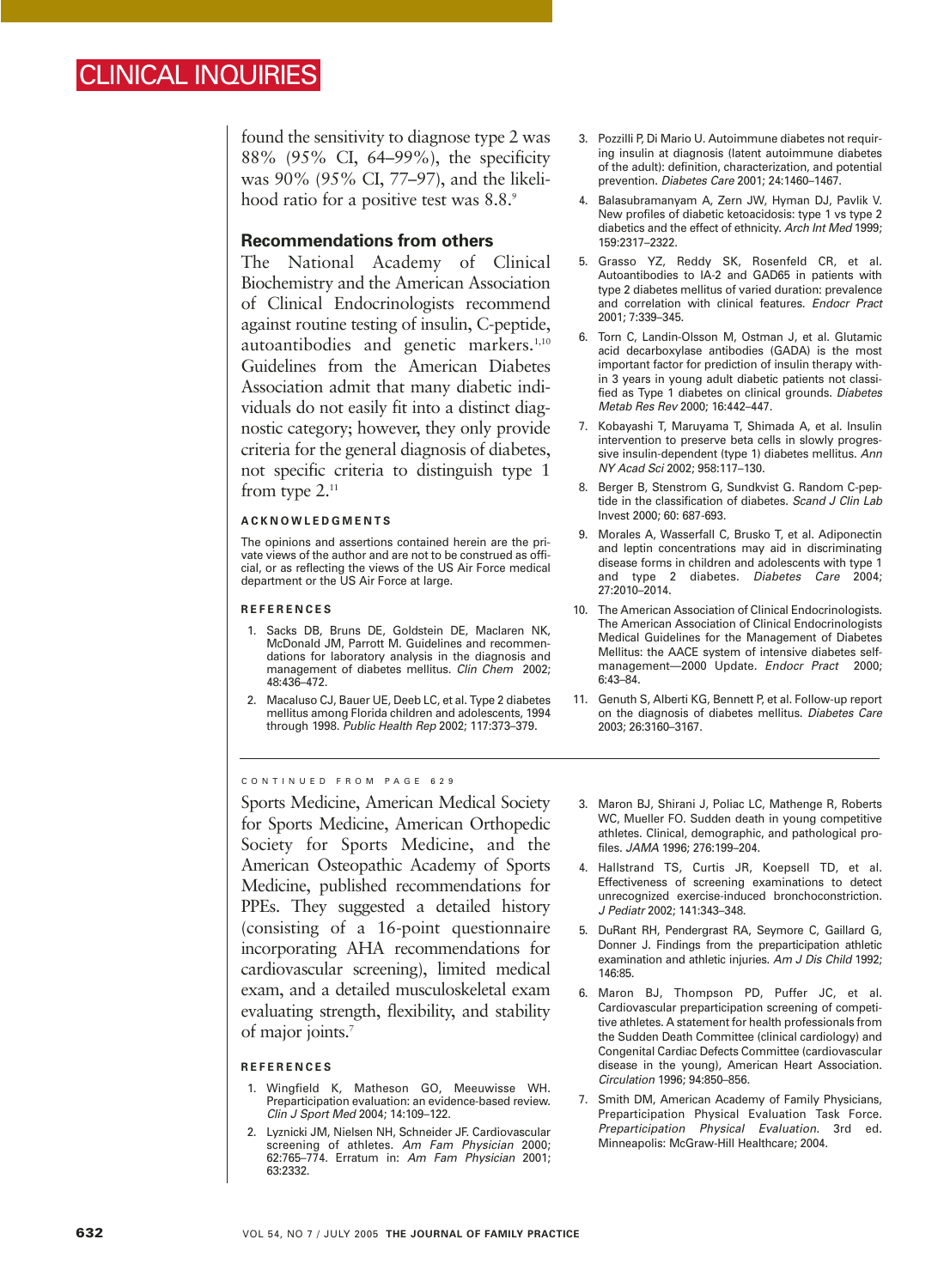found the sensitivity to diagnose type 2 was 88% (95% CI, 64–99%), the specificity was 90% (95% CI, 77–97), and the likelihood ratio for a positive test was 8.8.[9]

## Recommendations from others

The National Academy of Clinical Biochemistry and the American Association of Clinical Endocrinologists recommend against routine testing of insulin, C-peptide, autoantibodies and genetic markers.[1,10] Guidelines from the American Diabetes Association admit that many diabetic individuals do not easily fit into a distinct diagnostic category; however, they only provide criteria for the general diagnosis of diabetes, not specific criteria to distinguish type 1 from type 2.[11]

### ACKNOWLEDGMENTS

The opinions and assertions contained herein are the private views of the author and are not to be construed as official, or as reflecting the views of the US Air Force medical department or the US Air Force at large.

### REFERENCES

1. Sacks DB, Bruns DE, Goldstein DE, Maclaren NK, McDonald JM, Parrott M. Guidelines and recommendations for laboratory analysis in the diagnosis and management of diabetes mellitus. *Clin Chem* 2002; 48:436–472.
2. Macaluso CJ, Bauer UE, Deeb LC, et al. Type 2 diabetes mellitus among Florida children and adolescents, 1994 through 1998. *Public Health Rep* 2002; 117:373–379.
3. Pozzilli P, Di Mario U. Autoimmune diabetes not requiring insulin at diagnosis (latent autoimmune diabetes of the adult): definition, characterization, and potential prevention. *Diabetes Care* 2001; 24:1460–1467.
4. Balasubramanyam A, Zern JW, Hyman DJ, Pavlik V. New profiles of diabetic ketoacidosis: type 1 vs type 2 diabetics and the effect of ethnicity. *Arch Int Med* 1999; 159:2317–2322.
5. Grasso YZ, Reddy SK, Rosenfeld CR, et al. Autoantibodies to IA-2 and GAD65 in patients with type 2 diabetes mellitus of varied duration: prevalence and correlation with clinical features. *Endocr Pract* 2001; 7:339–345.
6. Torn C, Landin-Olsson M, Ostman J, et al. Glutamic acid decarboxylase antibodies (GADA) is the most important factor for prediction of insulin therapy within 3 years in young adult diabetic patients not classified as Type 1 diabetes on clinical grounds. *Diabetes Metab Res Rev* 2000; 16:442–447.
7. Kobayashi T, Maruyama T, Shimada A, et al. Insulin intervention to preserve beta cells in slowly progressive insulin-dependent (type 1) diabetes mellitus. *Ann NY Acad Sci* 2002; 958:117–130.
8. Berger B, Stenstrom G, Sundkvist G. Random C-peptide in the classification of diabetes. *Scand J Clin Lab Invest* 2000; 60: 687-693.
9. Morales A, Wasserfall C, Brusko T, et al. Adiponectin and leptin concentrations may aid in discriminating disease forms in children and adolescents with type 1 and type 2 diabetes. *Diabetes Care* 2004; 27:2010–2014.
10. The American Association of Clinical Endocrinologists. The American Association of Clinical Endocrinologists Medical Guidelines for the Management of Diabetes Mellitus: the AACE system of intensive diabetes self-management—2000 Update. *Endocr Pract* 2000; 6:43–84.
11. Genuth S, Alberti KG, Bennett P, et al. Follow-up report on the diagnosis of diabetes mellitus. *Diabetes Care* 2003; 26:3160–3167.

---

CONTINUED FROM PAGE 629

Sports Medicine, American Medical Society for Sports Medicine, American Orthopedic Society for Sports Medicine, and the American Osteopathic Academy of Sports Medicine, published recommendations for PPEs. They suggested a detailed history (consisting of a 16-point questionnaire incorporating AHA recommendations for cardiovascular screening), limited medical exam, and a detailed musculoskeletal exam evaluating strength, flexibility, and stability of major joints.[7]

### REFERENCES

1. Wingfield K, Matheson GO, Meeuwisse WH. Preparticipation evaluation: an evidence-based review. *Clin J Sport Med* 2004; 14:109–122.
2. Lyznicki JM, Nielsen NH, Schneider JF. Cardiovascular screening of athletes. *Am Fam Physician* 2000; 62:765–774. Erratum in: *Am Fam Physician* 2001; 63:2332.
3. Maron BJ, Shirani J, Poliac LC, Mathenge R, Roberts WC, Mueller FO. Sudden death in young competitive athletes. Clinical, demographic, and pathological profiles. *JAMA* 1996; 276:199–204.
4. Hallstrand TS, Curtis JR, Koepsell TD, et al. Effectiveness of screening examinations to detect unrecognized exercise-induced bronchoconstriction. *J Pediatr* 2002; 141:343–348.
5. DuRant RH, Pendergrast RA, Seymore C, Gaillard G, Donner J. Findings from the preparticipation athletic examination and athletic injuries. *Am J Dis Child* 1992; 146:85.
6. Maron BJ, Thompson PD, Puffer JC, et al. Cardiovascular preparticipation screening of competitive athletes. A statement for health professionals from the Sudden Death Committee (clinical cardiology) and Congenital Cardiac Defects Committee (cardiovascular disease in the young), American Heart Association. *Circulation* 1996; 94:850–856.
7. Smith DM, American Academy of Family Physicians, Preparticipation Physical Evaluation Task Force. *Preparticipation Physical Evaluation*. 3rd ed. Minneapolis: McGraw-Hill Healthcare; 2004.